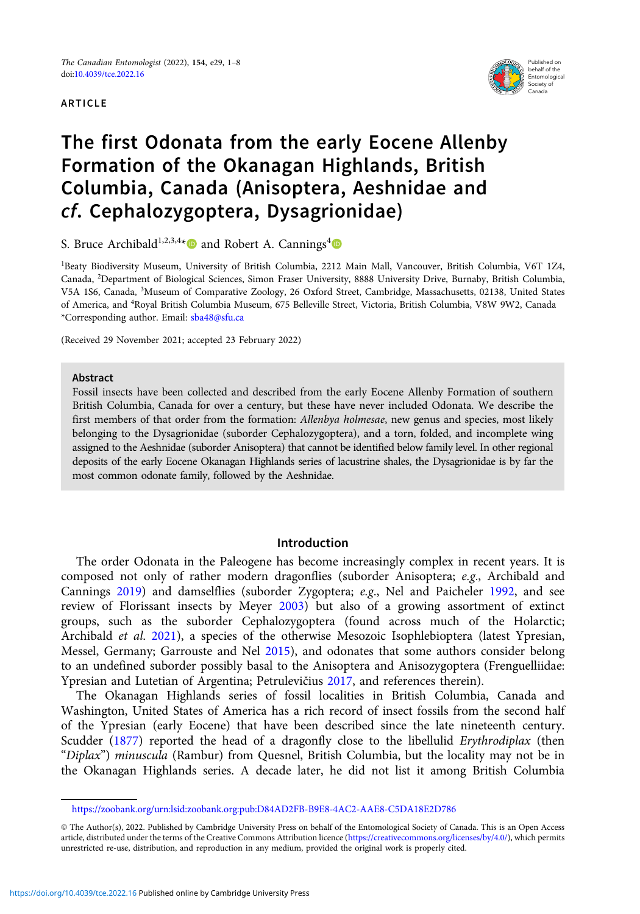ARTICLE

# The first Odonata from the early Eocene Allenby Formation of the Okanagan Highlands, British Columbia, Canada (Anisoptera, Aeshnidae and *cf.* Cephalozygoptera, Dysagrionidae)

S. Bruce Archibald[1,2,3,4*] and Robert A. Cannings[4]

[1]Beaty Biodiversity Museum, University of British Columbia, 2212 Main Mall, Vancouver, British Columbia, V6T 1Z4, Canada, [2]Department of Biological Sciences, Simon Fraser University, 8888 University Drive, Burnaby, British Columbia, V5A 1S6, Canada, [3]Museum of Comparative Zoology, 26 Oxford Street, Cambridge, Massachusetts, 02138, United States of America, and [4]Royal British Columbia Museum, 675 Belleville Street, Victoria, British Columbia, V8W 9W2, Canada
*Corresponding author. Email: sba48@sfu.ca

(Received 29 November 2021; accepted 23 February 2022)

## Abstract

Fossil insects have been collected and described from the early Eocene Allenby Formation of southern British Columbia, Canada for over a century, but these have never included Odonata. We describe the first members of that order from the formation: *Allenbya holmesae*, new genus and species, most likely belonging to the Dysagrionidae (suborder Cephalozygoptera), and a torn, folded, and incomplete wing assigned to the Aeshnidae (suborder Anisoptera) that cannot be identified below family level. In other regional deposits of the early Eocene Okanagan Highlands series of lacustrine shales, the Dysagrionidae is by far the most common odonate family, followed by the Aeshnidae.

## Introduction

The order Odonata in the Paleogene has become increasingly complex in recent years. It is composed not only of rather modern dragonflies (suborder Anisoptera; *e.g.*, Archibald and Cannings 2019) and damselflies (suborder Zygoptera; *e.g.*, Nel and Paicheler 1992, and see review of Florissant insects by Meyer 2003) but also of a growing assortment of extinct groups, such as the suborder Cephalozygoptera (found across much of the Holarctic; Archibald *et al.* 2021), a species of the otherwise Mesozoic Isophlebioptera (latest Ypresian, Messel, Germany; Garrouste and Nel 2015), and odonates that some authors consider belong to an undefined suborder possibly basal to the Anisoptera and Anisozygoptera (Frenguelliidae: Ypresian and Lutetian of Argentina; Petrulevičius 2017, and references therein).

The Okanagan Highlands series of fossil localities in British Columbia, Canada and Washington, United States of America has a rich record of insect fossils from the second half of the Ypresian (early Eocene) that have been described since the late nineteenth century. Scudder (1877) reported the head of a dragonfly close to the libellulid *Erythrodiplax* (then "*Diplax*") *minuscula* (Rambur) from Quesnel, British Columbia, but the locality may not be in the Okanagan Highlands series. A decade later, he did not list it among British Columbia

https://zoobank.org/urn:lsid:zoobank.org:pub:D84AD2FB-B9E8-4AC2-AAE8-C5DA18E2D786

© The Author(s), 2022. Published by Cambridge University Press on behalf of the Entomological Society of Canada. This is an Open Access article, distributed under the terms of the Creative Commons Attribution licence (https://creativecommons.org/licenses/by/4.0/), which permits unrestricted re-use, distribution, and reproduction in any medium, provided the original work is properly cited.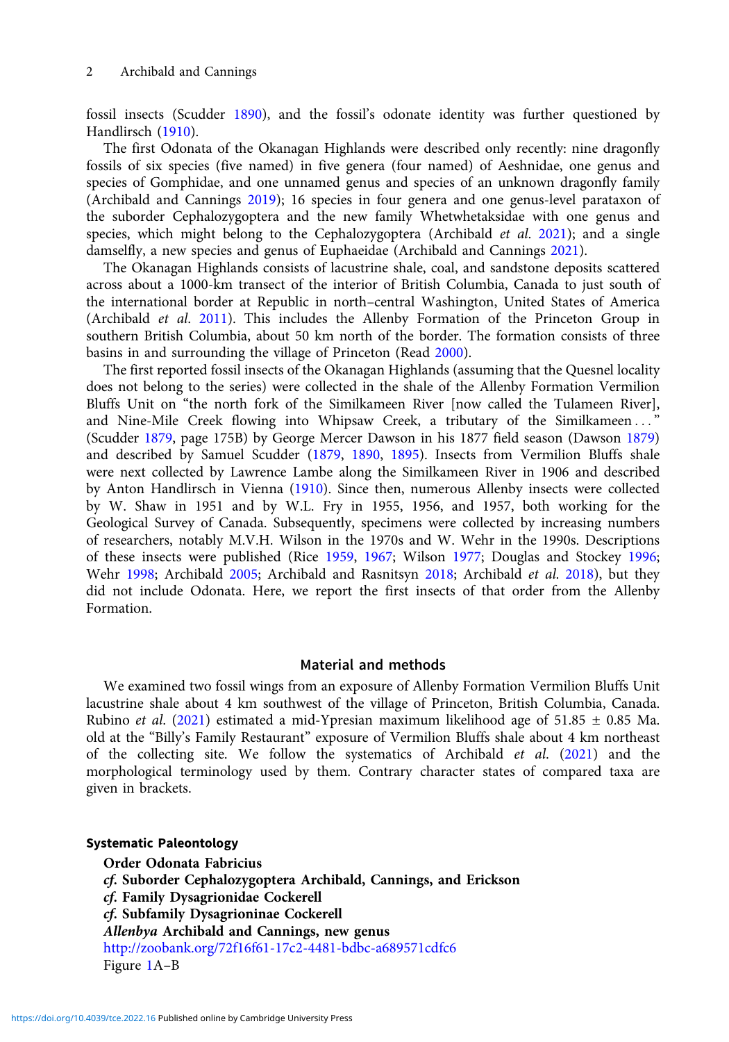fossil insects (Scudder 1890), and the fossil's odonate identity was further questioned by Handlirsch (1910).

The first Odonata of the Okanagan Highlands were described only recently: nine dragonfly fossils of six species (five named) in five genera (four named) of Aeshnidae, one genus and species of Gomphidae, and one unnamed genus and species of an unknown dragonfly family (Archibald and Cannings 2019); 16 species in four genera and one genus-level parataxon of the suborder Cephalozygoptera and the new family Whetwhetaksidae with one genus and species, which might belong to the Cephalozygoptera (Archibald *et al.* 2021); and a single damselfly, a new species and genus of Euphaeidae (Archibald and Cannings 2021).

The Okanagan Highlands consists of lacustrine shale, coal, and sandstone deposits scattered across about a 1000-km transect of the interior of British Columbia, Canada to just south of the international border at Republic in north–central Washington, United States of America (Archibald *et al.* 2011). This includes the Allenby Formation of the Princeton Group in southern British Columbia, about 50 km north of the border. The formation consists of three basins in and surrounding the village of Princeton (Read 2000).

The first reported fossil insects of the Okanagan Highlands (assuming that the Quesnel locality does not belong to the series) were collected in the shale of the Allenby Formation Vermilion Bluffs Unit on "the north fork of the Similkameen River [now called the Tulameen River], and Nine-Mile Creek flowing into Whipsaw Creek, a tributary of the Similkameen . . . " (Scudder 1879, page 175B) by George Mercer Dawson in his 1877 field season (Dawson 1879) and described by Samuel Scudder (1879, 1890, 1895). Insects from Vermilion Bluffs shale were next collected by Lawrence Lambe along the Similkameen River in 1906 and described by Anton Handlirsch in Vienna (1910). Since then, numerous Allenby insects were collected by W. Shaw in 1951 and by W.L. Fry in 1955, 1956, and 1957, both working for the Geological Survey of Canada. Subsequently, specimens were collected by increasing numbers of researchers, notably M.V.H. Wilson in the 1970s and W. Wehr in the 1990s. Descriptions of these insects were published (Rice 1959, 1967; Wilson 1977; Douglas and Stockey 1996; Wehr 1998; Archibald 2005; Archibald and Rasnitsyn 2018; Archibald *et al.* 2018), but they did not include Odonata. Here, we report the first insects of that order from the Allenby Formation.

## Material and methods

We examined two fossil wings from an exposure of Allenby Formation Vermilion Bluffs Unit lacustrine shale about 4 km southwest of the village of Princeton, British Columbia, Canada. Rubino *et al.* (2021) estimated a mid-Ypresian maximum likelihood age of 51.85 ± 0.85 Ma. old at the "Billy's Family Restaurant" exposure of Vermilion Bluffs shale about 4 km northeast of the collecting site. We follow the systematics of Archibald *et al.* (2021) and the morphological terminology used by them. Contrary character states of compared taxa are given in brackets.

### Systematic Paleontology

**Order Odonata Fabricius**
***cf.* Suborder Cephalozygoptera Archibald, Cannings, and Erickson**
***cf.* Family Dysagrionidae Cockerell**
***cf.* Subfamily Dysagrioninae Cockerell**
***Allenbya* Archibald and Cannings, new genus**
http://zoobank.org/72f16f61-17c2-4481-bdbc-a689571cdfc6
Figure 1A–B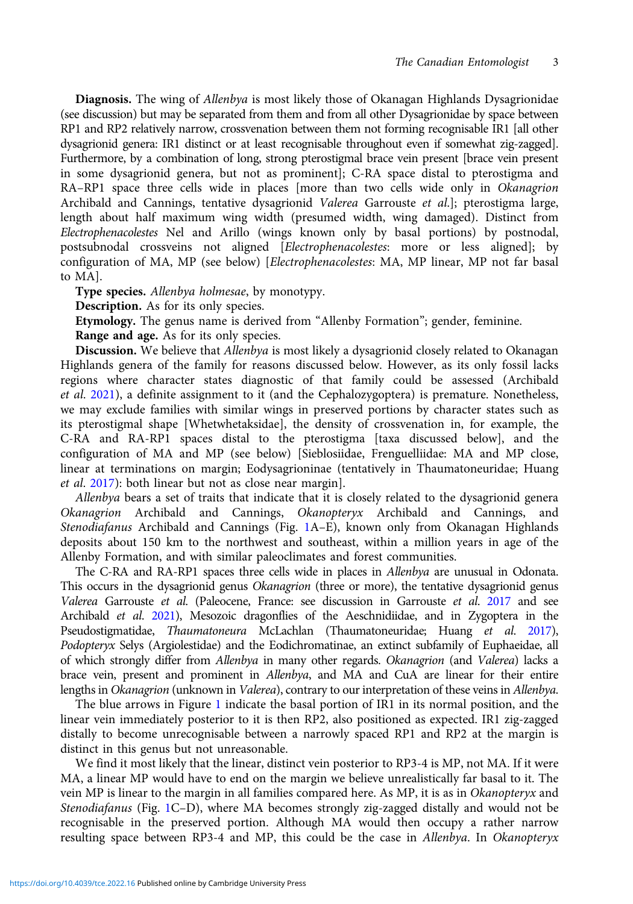**Diagnosis.** The wing of *Allenbya* is most likely those of Okanagan Highlands Dysagrionidae (see discussion) but may be separated from them and from all other Dysagrionidae by space between RP1 and RP2 relatively narrow, crossvenation between them not forming recognisable IR1 [all other dysagrionid genera: IR1 distinct or at least recognisable throughout even if somewhat zig-zagged]. Furthermore, by a combination of long, strong pterostigmal brace vein present [brace vein present in some dysagrionid genera, but not as prominent]; C-RA space distal to pterostigma and RA–RP1 space three cells wide in places [more than two cells wide only in *Okanagrion* Archibald and Cannings, tentative dysagrionid *Valerea* Garrouste *et al.*]; pterostigma large, length about half maximum wing width (presumed width, wing damaged). Distinct from *Electrophenacolestes* Nel and Arillo (wings known only by basal portions) by postnodal, postsubnodal crossveins not aligned [*Electrophenacolestes*: more or less aligned]; by configuration of MA, MP (see below) [*Electrophenacolestes*: MA, MP linear, MP not far basal to MA].

**Type species.** *Allenbya holmesae*, by monotypy.

**Description.** As for its only species.

**Etymology.** The genus name is derived from "Allenby Formation"; gender, feminine.

**Range and age.** As for its only species.

**Discussion.** We believe that *Allenbya* is most likely a dysagrionid closely related to Okanagan Highlands genera of the family for reasons discussed below. However, as its only fossil lacks regions where character states diagnostic of that family could be assessed (Archibald *et al.* 2021), a definite assignment to it (and the Cephalozygoptera) is premature. Nonetheless, we may exclude families with similar wings in preserved portions by character states such as its pterostigmal shape [Whetwhetaksidae], the density of crossvenation in, for example, the C-RA and RA-RP1 spaces distal to the pterostigma [taxa discussed below], and the configuration of MA and MP (see below) [Sieblosiidae, Frenguelliidae: MA and MP close, linear at terminations on margin; Eodysagrioninae (tentatively in Thaumatoneuridae; Huang *et al.* 2017): both linear but not as close near margin].

*Allenbya* bears a set of traits that indicate that it is closely related to the dysagrionid genera *Okanagrion* Archibald and Cannings, *Okanopteryx* Archibald and Cannings, and *Stenodiafanus* Archibald and Cannings (Fig. 1A–E), known only from Okanagan Highlands deposits about 150 km to the northwest and southeast, within a million years in age of the Allenby Formation, and with similar paleoclimates and forest communities.

The C-RA and RA-RP1 spaces three cells wide in places in *Allenbya* are unusual in Odonata. This occurs in the dysagrionid genus *Okanagrion* (three or more), the tentative dysagrionid genus *Valerea* Garrouste *et al.* (Paleocene, France: see discussion in Garrouste *et al.* 2017 and see Archibald *et al.* 2021), Mesozoic dragonflies of the Aeschnidiidae, and in Zygoptera in the Pseudostigmatidae, *Thaumatoneura* McLachlan (Thaumatoneuridae; Huang *et al.* 2017), *Podopteryx* Selys (Argiolestidae) and the Eodichromatinae, an extinct subfamily of Euphaeidae, all of which strongly differ from *Allenbya* in many other regards. *Okanagrion* (and *Valerea*) lacks a brace vein, present and prominent in *Allenbya*, and MA and CuA are linear for their entire lengths in *Okanagrion* (unknown in *Valerea*), contrary to our interpretation of these veins in *Allenbya*.

The blue arrows in Figure 1 indicate the basal portion of IR1 in its normal position, and the linear vein immediately posterior to it is then RP2, also positioned as expected. IR1 zig-zagged distally to become unrecognisable between a narrowly spaced RP1 and RP2 at the margin is distinct in this genus but not unreasonable.

We find it most likely that the linear, distinct vein posterior to RP3-4 is MP, not MA. If it were MA, a linear MP would have to end on the margin we believe unrealistically far basal to it. The vein MP is linear to the margin in all families compared here. As MP, it is as in *Okanopteryx* and *Stenodiafanus* (Fig. 1C–D), where MA becomes strongly zig-zagged distally and would not be recognisable in the preserved portion. Although MA would then occupy a rather narrow resulting space between RP3-4 and MP, this could be the case in *Allenbya*. In *Okanopteryx*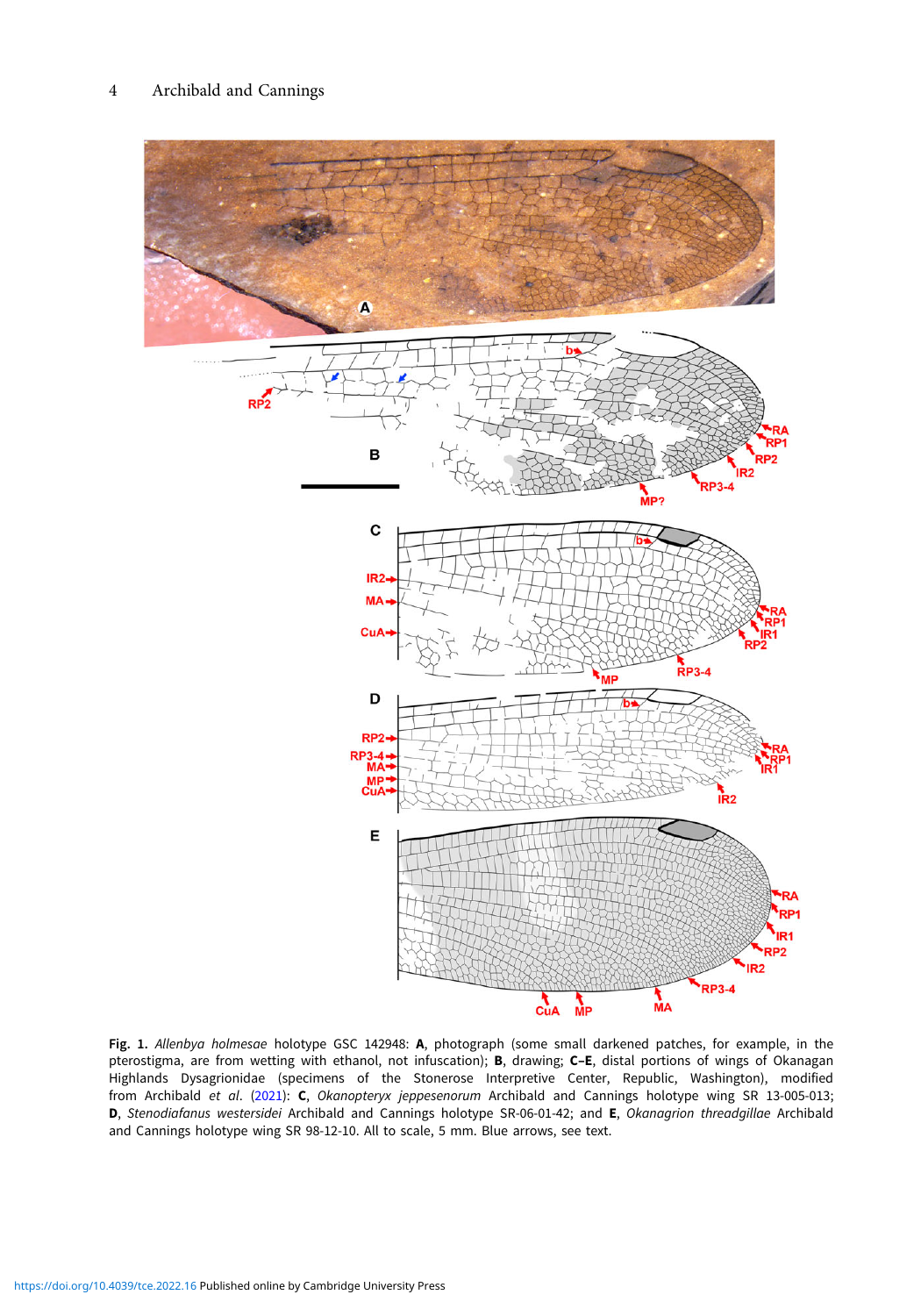**Fig. 1.** *Allenbya holmesae* holotype GSC 142948: **A**, photograph (some small darkened patches, for example, in the pterostigma, are from wetting with ethanol, not infuscation); **B**, drawing; **C–E**, distal portions of wings of Okanagan Highlands Dysagrionidae (specimens of the Stonerose Interpretive Center, Republic, Washington), modified from Archibald *et al*. (2021): **C**, *Okanopteryx jeppesenorum* Archibald and Cannings holotype wing SR 13-005-013; **D**, *Stenodiafanus westersidei* Archibald and Cannings holotype SR-06-01-42; and **E**, *Okanagrion threadgillae* Archibald and Cannings holotype wing SR 98-12-10. All to scale, 5 mm. Blue arrows, see text.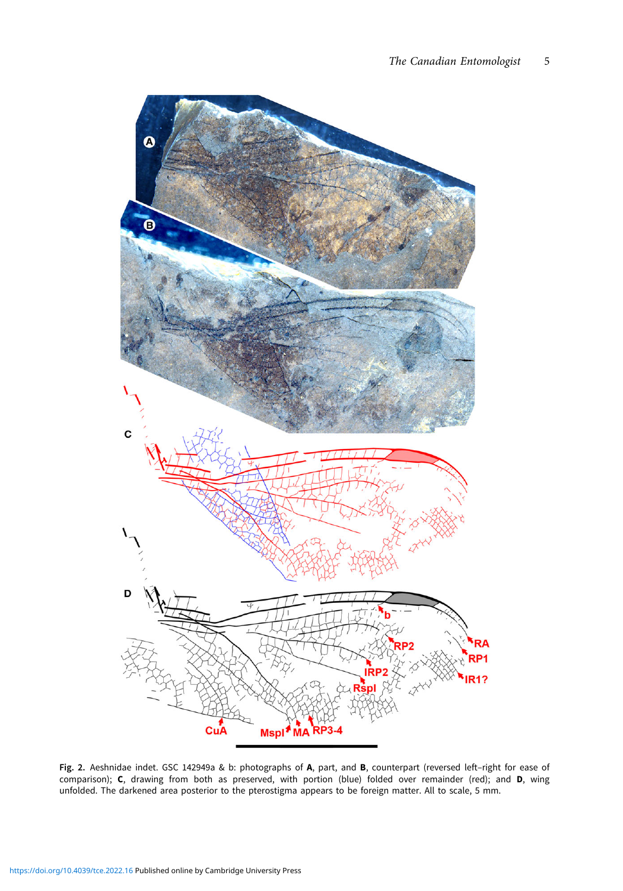**Fig. 2.** Aeshnidae indet. GSC 142949a & b: photographs of **A**, part, and **B**, counterpart (reversed left–right for ease of comparison); **C**, drawing from both as preserved, with portion (blue) folded over remainder (red); and **D**, wing unfolded. The darkened area posterior to the pterostigma appears to be foreign matter. All to scale, 5 mm.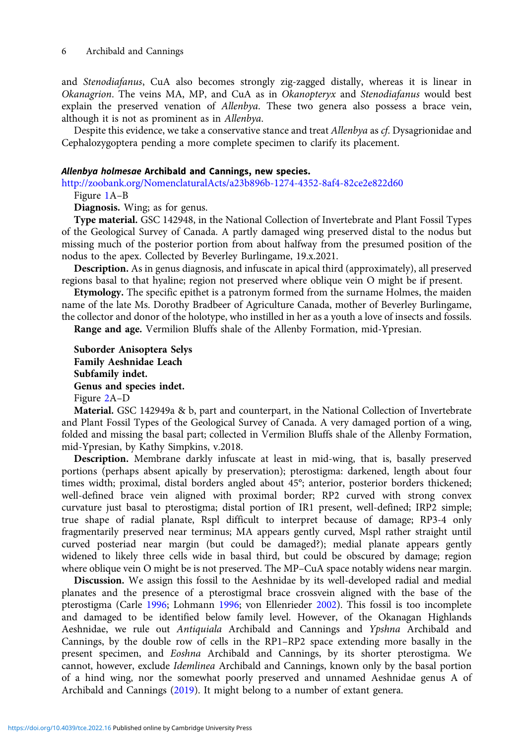and *Stenodiafanus*, CuA also becomes strongly zig-zagged distally, whereas it is linear in *Okanagrion*. The veins MA, MP, and CuA as in *Okanopteryx* and *Stenodiafanus* would best explain the preserved venation of *Allenbya*. These two genera also possess a brace vein, although it is not as prominent as in *Allenbya*.

Despite this evidence, we take a conservative stance and treat *Allenbya* as *cf.* Dysagrionidae and Cephalozygoptera pending a more complete specimen to clarify its placement.

#### ***Allenbya holmesae*** **Archibald and Cannings, new species.**

http://zoobank.org/NomenclaturalActs/a23b896b-1274-4352-8af4-82ce2e822d60

Figure 1A–B

**Diagnosis.** Wing; as for genus.

**Type material.** GSC 142948, in the National Collection of Invertebrate and Plant Fossil Types of the Geological Survey of Canada. A partly damaged wing preserved distal to the nodus but missing much of the posterior portion from about halfway from the presumed position of the nodus to the apex. Collected by Beverley Burlingame, 19.x.2021.

**Description.** As in genus diagnosis, and infuscate in apical third (approximately), all preserved regions basal to that hyaline; region not preserved where oblique vein O might be if present.

**Etymology.** The specific epithet is a patronym formed from the surname Holmes, the maiden name of the late Ms. Dorothy Bradbeer of Agriculture Canada, mother of Beverley Burlingame, the collector and donor of the holotype, who instilled in her as a youth a love of insects and fossils.

**Range and age.** Vermilion Bluffs shale of the Allenby Formation, mid-Ypresian.

**Suborder Anisoptera Selys**
**Family Aeshnidae Leach**
**Subfamily indet.**
**Genus and species indet.**

Figure 2A–D

**Material.** GSC 142949a & b, part and counterpart, in the National Collection of Invertebrate and Plant Fossil Types of the Geological Survey of Canada. A very damaged portion of a wing, folded and missing the basal part; collected in Vermilion Bluffs shale of the Allenby Formation, mid-Ypresian, by Kathy Simpkins, v.2018.

**Description.** Membrane darkly infuscate at least in mid-wing, that is, basally preserved portions (perhaps absent apically by preservation); pterostigma: darkened, length about four times width; proximal, distal borders angled about 45°; anterior, posterior borders thickened; well-defined brace vein aligned with proximal border; RP2 curved with strong convex curvature just basal to pterostigma; distal portion of IR1 present, well-defined; IRP2 simple; true shape of radial planate, Rspl difficult to interpret because of damage; RP3-4 only fragmentarily preserved near terminus; MA appears gently curved, Mspl rather straight until curved posteriad near margin (but could be damaged?); medial planate appears gently widened to likely three cells wide in basal third, but could be obscured by damage; region where oblique vein O might be is not preserved. The MP–CuA space notably widens near margin.

**Discussion.** We assign this fossil to the Aeshnidae by its well-developed radial and medial planates and the presence of a pterostigmal brace crossvein aligned with the base of the pterostigma (Carle 1996; Lohmann 1996; von Ellenrieder 2002). This fossil is too incomplete and damaged to be identified below family level. However, of the Okanagan Highlands Aeshnidae, we rule out *Antiquiala* Archibald and Cannings and *Ypshna* Archibald and Cannings, by the double row of cells in the RP1–RP2 space extending more basally in the present specimen, and *Eoshna* Archibald and Cannings, by its shorter pterostigma. We cannot, however, exclude *Idemlinea* Archibald and Cannings, known only by the basal portion of a hind wing, nor the somewhat poorly preserved and unnamed Aeshnidae genus A of Archibald and Cannings (2019). It might belong to a number of extant genera.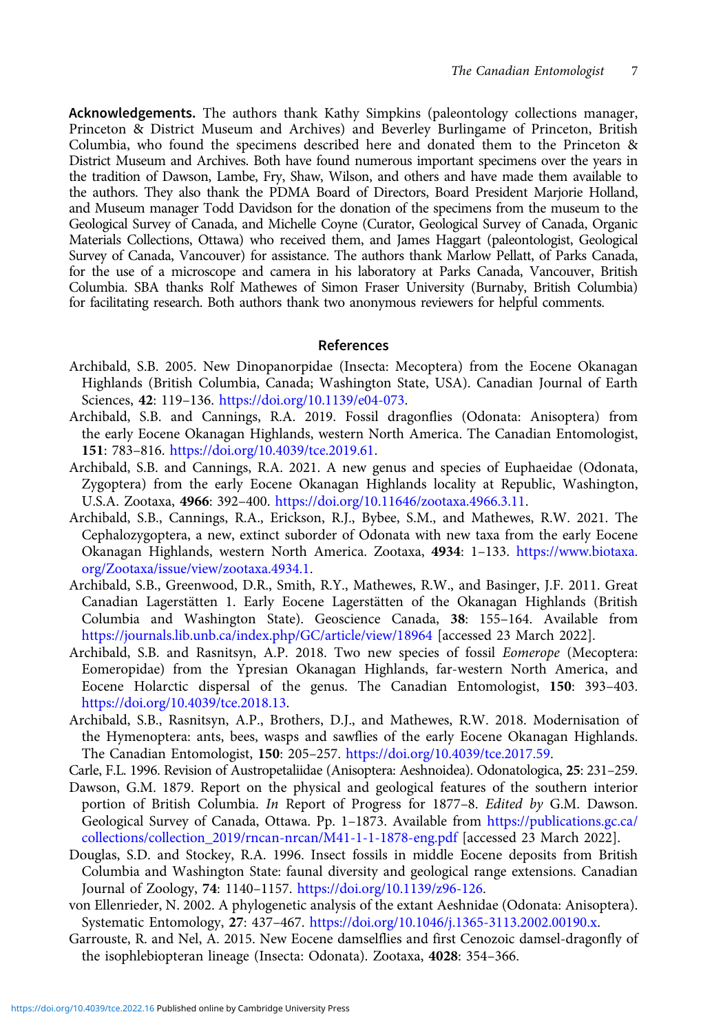**Acknowledgements.** The authors thank Kathy Simpkins (paleontology collections manager, Princeton & District Museum and Archives) and Beverley Burlingame of Princeton, British Columbia, who found the specimens described here and donated them to the Princeton & District Museum and Archives. Both have found numerous important specimens over the years in the tradition of Dawson, Lambe, Fry, Shaw, Wilson, and others and have made them available to the authors. They also thank the PDMA Board of Directors, Board President Marjorie Holland, and Museum manager Todd Davidson for the donation of the specimens from the museum to the Geological Survey of Canada, and Michelle Coyne (Curator, Geological Survey of Canada, Organic Materials Collections, Ottawa) who received them, and James Haggart (paleontologist, Geological Survey of Canada, Vancouver) for assistance. The authors thank Marlow Pellatt, of Parks Canada, for the use of a microscope and camera in his laboratory at Parks Canada, Vancouver, British Columbia. SBA thanks Rolf Mathewes of Simon Fraser University (Burnaby, British Columbia) for facilitating research. Both authors thank two anonymous reviewers for helpful comments.

## References

Archibald, S.B. 2005. New Dinopanorpidae (Insecta: Mecoptera) from the Eocene Okanagan Highlands (British Columbia, Canada; Washington State, USA). Canadian Journal of Earth Sciences, **42**: 119–136. https://doi.org/10.1139/e04-073.

Archibald, S.B. and Cannings, R.A. 2019. Fossil dragonflies (Odonata: Anisoptera) from the early Eocene Okanagan Highlands, western North America. The Canadian Entomologist, **151**: 783–816. https://doi.org/10.4039/tce.2019.61.

Archibald, S.B. and Cannings, R.A. 2021. A new genus and species of Euphaeidae (Odonata, Zygoptera) from the early Eocene Okanagan Highlands locality at Republic, Washington, U.S.A. Zootaxa, **4966**: 392–400. https://doi.org/10.11646/zootaxa.4966.3.11.

Archibald, S.B., Cannings, R.A., Erickson, R.J., Bybee, S.M., and Mathewes, R.W. 2021. The Cephalozygoptera, a new, extinct suborder of Odonata with new taxa from the early Eocene Okanagan Highlands, western North America. Zootaxa, **4934**: 1–133. https://www.biotaxa.org/Zootaxa/issue/view/zootaxa.4934.1.

Archibald, S.B., Greenwood, D.R., Smith, R.Y., Mathewes, R.W., and Basinger, J.F. 2011. Great Canadian Lagerstätten 1. Early Eocene Lagerstätten of the Okanagan Highlands (British Columbia and Washington State). Geoscience Canada, **38**: 155–164. Available from https://journals.lib.unb.ca/index.php/GC/article/view/18964 [accessed 23 March 2022].

Archibald, S.B. and Rasnitsyn, A.P. 2018. Two new species of fossil *Eomerope* (Mecoptera: Eomeropidae) from the Ypresian Okanagan Highlands, far-western North America, and Eocene Holarctic dispersal of the genus. The Canadian Entomologist, **150**: 393–403. https://doi.org/10.4039/tce.2018.13.

Archibald, S.B., Rasnitsyn, A.P., Brothers, D.J., and Mathewes, R.W. 2018. Modernisation of the Hymenoptera: ants, bees, wasps and sawflies of the early Eocene Okanagan Highlands. The Canadian Entomologist, **150**: 205–257. https://doi.org/10.4039/tce.2017.59.

Carle, F.L. 1996. Revision of Austropetaliidae (Anisoptera: Aeshnoidea). Odonatologica, **25**: 231–259.

Dawson, G.M. 1879. Report on the physical and geological features of the southern interior portion of British Columbia. *In* Report of Progress for 1877–8. *Edited by* G.M. Dawson. Geological Survey of Canada, Ottawa. Pp. 1–1873. Available from https://publications.gc.ca/collections/collection_2019/rncan-nrcan/M41-1-1-1878-eng.pdf [accessed 23 March 2022].

Douglas, S.D. and Stockey, R.A. 1996. Insect fossils in middle Eocene deposits from British Columbia and Washington State: faunal diversity and geological range extensions. Canadian Journal of Zoology, **74**: 1140–1157. https://doi.org/10.1139/z96-126.

von Ellenrieder, N. 2002. A phylogenetic analysis of the extant Aeshnidae (Odonata: Anisoptera). Systematic Entomology, **27**: 437–467. https://doi.org/10.1046/j.1365-3113.2002.00190.x.

Garrouste, R. and Nel, A. 2015. New Eocene damselflies and first Cenozoic damsel-dragonfly of the isophlebiopteran lineage (Insecta: Odonata). Zootaxa, **4028**: 354–366.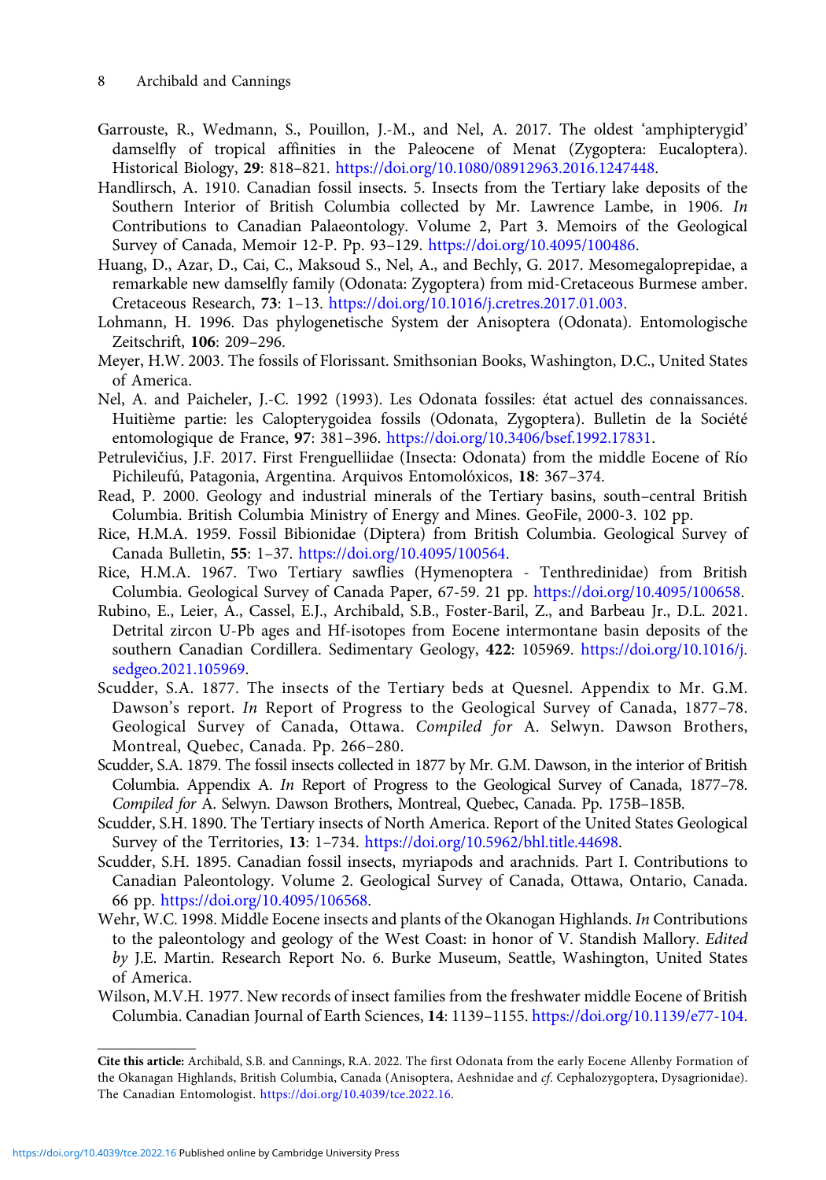Garrouste, R., Wedmann, S., Pouillon, J.-M., and Nel, A. 2017. The oldest 'amphipterygid' damselfly of tropical affinities in the Paleocene of Menat (Zygoptera: Eucaloptera). Historical Biology, **29**: 818–821. https://doi.org/10.1080/08912963.2016.1247448.

Handlirsch, A. 1910. Canadian fossil insects. 5. Insects from the Tertiary lake deposits of the Southern Interior of British Columbia collected by Mr. Lawrence Lambe, in 1906. *In* Contributions to Canadian Palaeontology. Volume 2, Part 3. Memoirs of the Geological Survey of Canada, Memoir 12-P. Pp. 93–129. https://doi.org/10.4095/100486.

Huang, D., Azar, D., Cai, C., Maksoud S., Nel, A., and Bechly, G. 2017. Mesomegaloprepidae, a remarkable new damselfly family (Odonata: Zygoptera) from mid-Cretaceous Burmese amber. Cretaceous Research, **73**: 1–13. https://doi.org/10.1016/j.cretres.2017.01.003.

Lohmann, H. 1996. Das phylogenetische System der Anisoptera (Odonata). Entomologische Zeitschrift, **106**: 209–296.

Meyer, H.W. 2003. The fossils of Florissant. Smithsonian Books, Washington, D.C., United States of America.

Nel, A. and Paicheler, J.-C. 1992 (1993). Les Odonata fossiles: état actuel des connaissances. Huitième partie: les Calopterygoidea fossils (Odonata, Zygoptera). Bulletin de la Société entomologique de France, **97**: 381–396. https://doi.org/10.3406/bsef.1992.17831.

Petrulevičius, J.F. 2017. First Frenguelliidae (Insecta: Odonata) from the middle Eocene of Río Pichileufú, Patagonia, Argentina. Arquivos Entomolóxicos, **18**: 367–374.

Read, P. 2000. Geology and industrial minerals of the Tertiary basins, south–central British Columbia. British Columbia Ministry of Energy and Mines. GeoFile, 2000-3. 102 pp.

Rice, H.M.A. 1959. Fossil Bibionidae (Diptera) from British Columbia. Geological Survey of Canada Bulletin, **55**: 1–37. https://doi.org/10.4095/100564.

Rice, H.M.A. 1967. Two Tertiary sawflies (Hymenoptera - Tenthredinidae) from British Columbia. Geological Survey of Canada Paper, 67-59. 21 pp. https://doi.org/10.4095/100658.

Rubino, E., Leier, A., Cassel, E.J., Archibald, S.B., Foster-Baril, Z., and Barbeau Jr., D.L. 2021. Detrital zircon U-Pb ages and Hf-isotopes from Eocene intermontane basin deposits of the southern Canadian Cordillera. Sedimentary Geology, **422**: 105969. https://doi.org/10.1016/j.sedgeo.2021.105969.

Scudder, S.A. 1877. The insects of the Tertiary beds at Quesnel. Appendix to Mr. G.M. Dawson's report. *In* Report of Progress to the Geological Survey of Canada, 1877–78. Geological Survey of Canada, Ottawa. *Compiled for* A. Selwyn. Dawson Brothers, Montreal, Quebec, Canada. Pp. 266–280.

Scudder, S.A. 1879. The fossil insects collected in 1877 by Mr. G.M. Dawson, in the interior of British Columbia. Appendix A. *In* Report of Progress to the Geological Survey of Canada, 1877–78. *Compiled for* A. Selwyn. Dawson Brothers, Montreal, Quebec, Canada. Pp. 175B–185B.

Scudder, S.H. 1890. The Tertiary insects of North America. Report of the United States Geological Survey of the Territories, **13**: 1–734. https://doi.org/10.5962/bhl.title.44698.

Scudder, S.H. 1895. Canadian fossil insects, myriapods and arachnids. Part I. Contributions to Canadian Paleontology. Volume 2. Geological Survey of Canada, Ottawa, Ontario, Canada. 66 pp. https://doi.org/10.4095/106568.

Wehr, W.C. 1998. Middle Eocene insects and plants of the Okanogan Highlands. *In* Contributions to the paleontology and geology of the West Coast: in honor of V. Standish Mallory. *Edited by* J.E. Martin. Research Report No. 6. Burke Museum, Seattle, Washington, United States of America.

Wilson, M.V.H. 1977. New records of insect families from the freshwater middle Eocene of British Columbia. Canadian Journal of Earth Sciences, **14**: 1139–1155. https://doi.org/10.1139/e77-104.

**Cite this article:** Archibald, S.B. and Cannings, R.A. 2022. The first Odonata from the early Eocene Allenby Formation of the Okanagan Highlands, British Columbia, Canada (Anisoptera, Aeshnidae and *cf.* Cephalozygoptera, Dysagrionidae). The Canadian Entomologist. https://doi.org/10.4039/tce.2022.16.